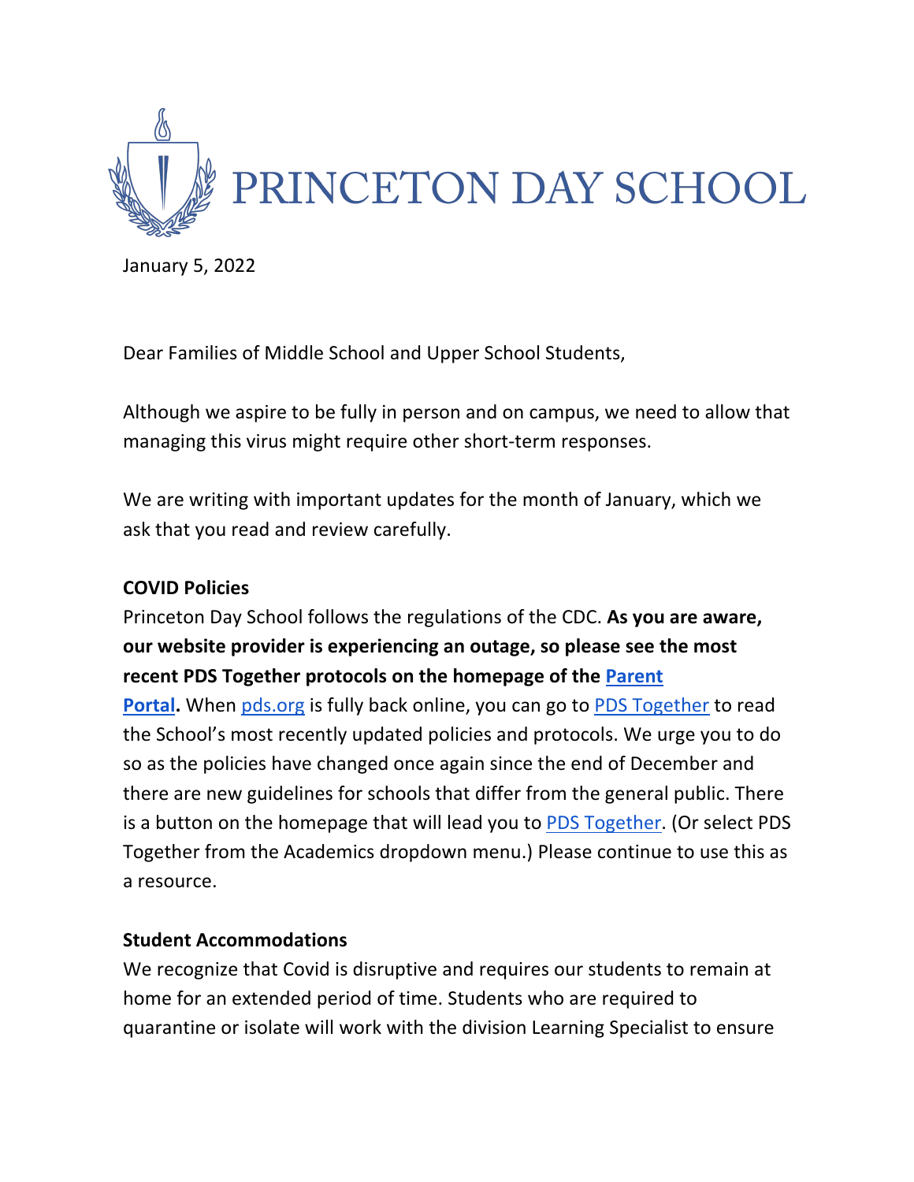# PRINCETON DAY SCHOOL

January 5, 2022

Dear Families of Middle School and Upper School Students,

Although we aspire to be fully in person and on campus, we need to allow that managing this virus might require other short-term responses.

We are writing with important updates for the month of January, which we ask that you read and review carefully.

**COVID Policies**

Princeton Day School follows the regulations of the CDC. **As you are aware, our website provider is experiencing an outage, so please see the most recent PDS Together protocols on the homepage of the Parent Portal.** When pds.org is fully back online, you can go to PDS Together to read the School's most recently updated policies and protocols. We urge you to do so as the policies have changed once again since the end of December and there are new guidelines for schools that differ from the general public. There is a button on the homepage that will lead you to PDS Together. (Or select PDS Together from the Academics dropdown menu.) Please continue to use this as a resource.

**Student Accommodations**

We recognize that Covid is disruptive and requires our students to remain at home for an extended period of time. Students who are required to quarantine or isolate will work with the division Learning Specialist to ensure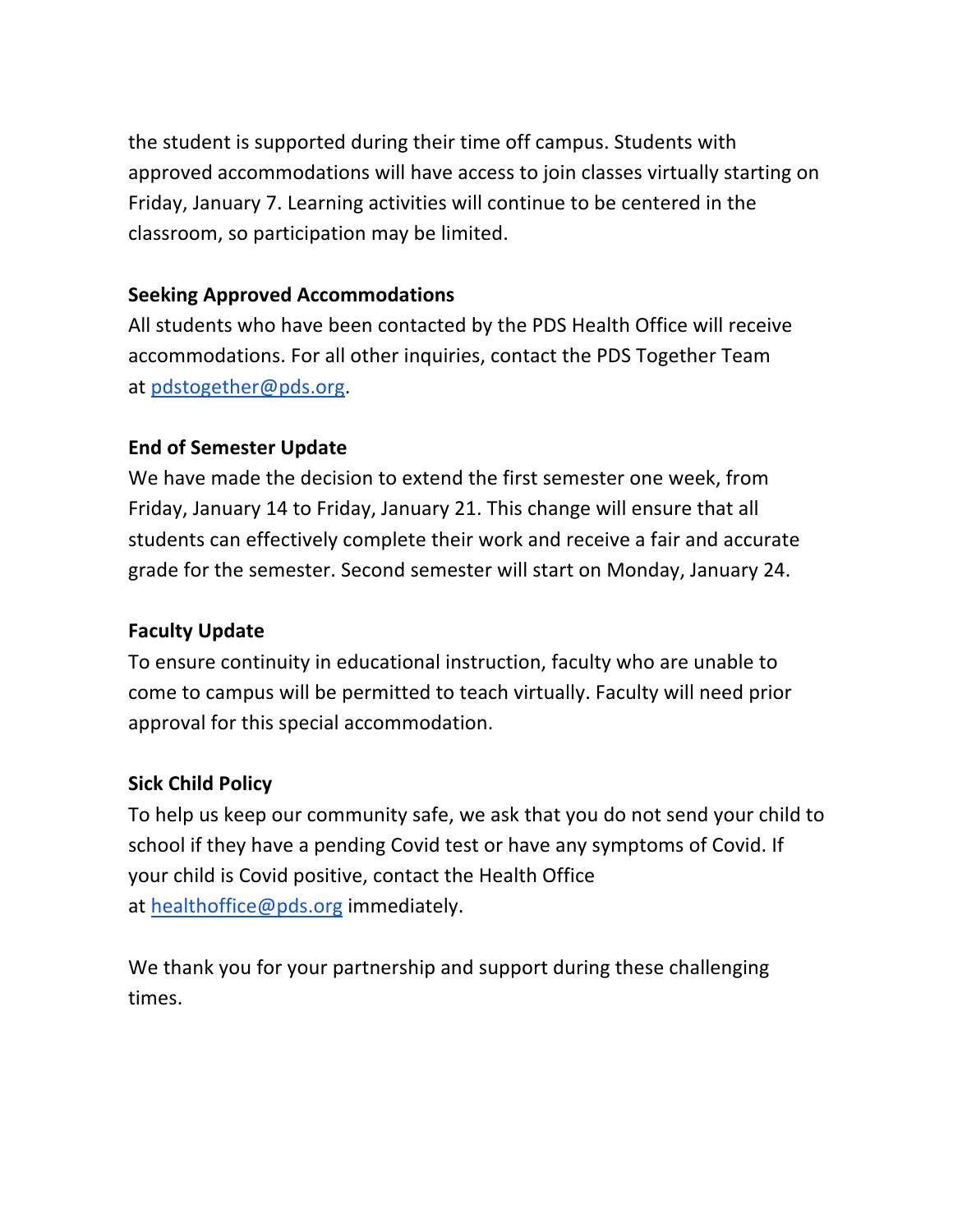the student is supported during their time off campus. Students with approved accommodations will have access to join classes virtually starting on Friday, January 7. Learning activities will continue to be centered in the classroom, so participation may be limited.

**Seeking Approved Accommodations**

All students who have been contacted by the PDS Health Office will receive accommodations. For all other inquiries, contact the PDS Together Team at pdstogether@pds.org.

**End of Semester Update**

We have made the decision to extend the first semester one week, from Friday, January 14 to Friday, January 21. This change will ensure that all students can effectively complete their work and receive a fair and accurate grade for the semester. Second semester will start on Monday, January 24.

**Faculty Update**

To ensure continuity in educational instruction, faculty who are unable to come to campus will be permitted to teach virtually. Faculty will need prior approval for this special accommodation.

**Sick Child Policy**

To help us keep our community safe, we ask that you do not send your child to school if they have a pending Covid test or have any symptoms of Covid. If your child is Covid positive, contact the Health Office at healthoffice@pds.org immediately.

We thank you for your partnership and support during these challenging times.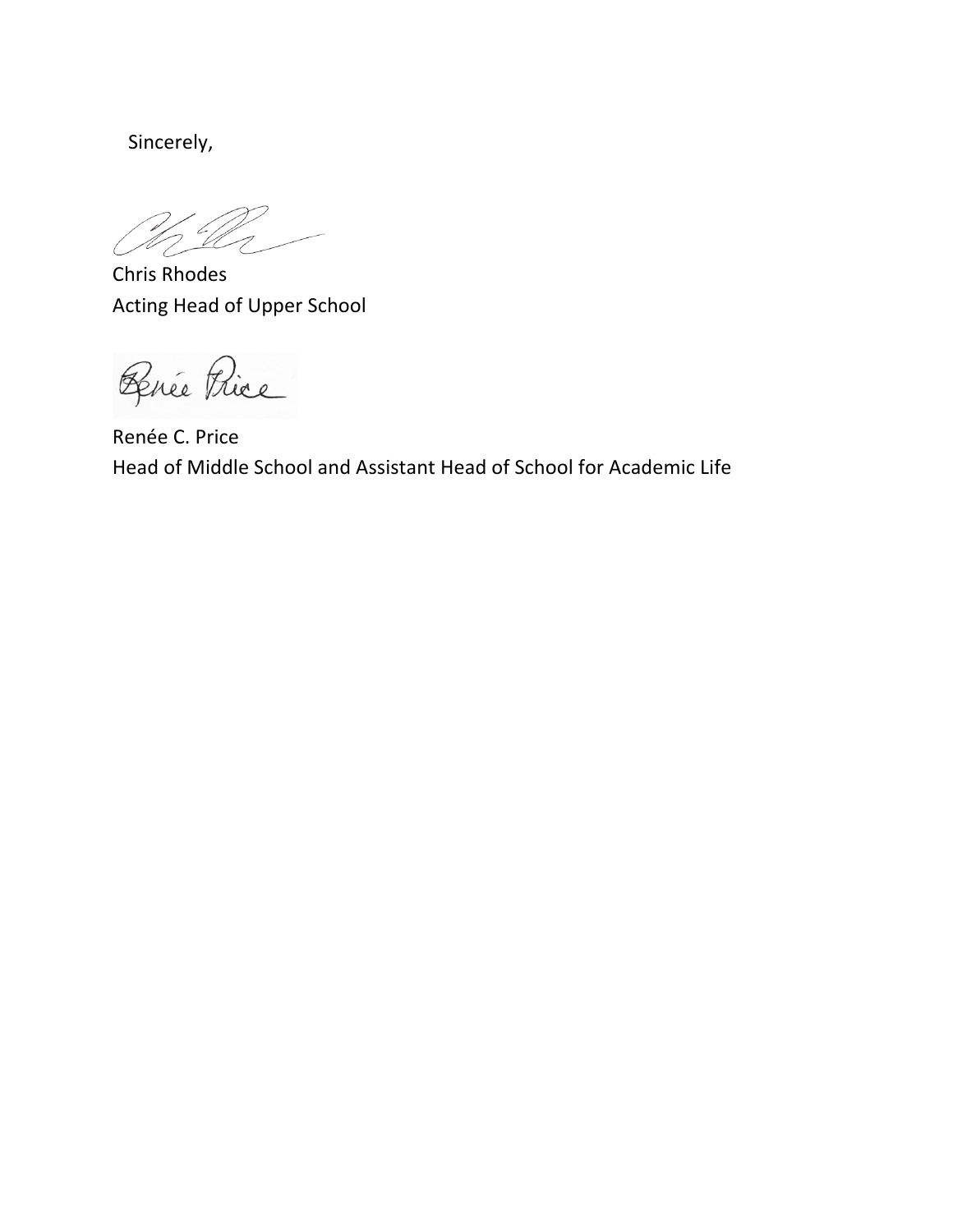Sincerely,

Chris Rhodes
Acting Head of Upper School

Renée C. Price
Head of Middle School and Assistant Head of School for Academic Life